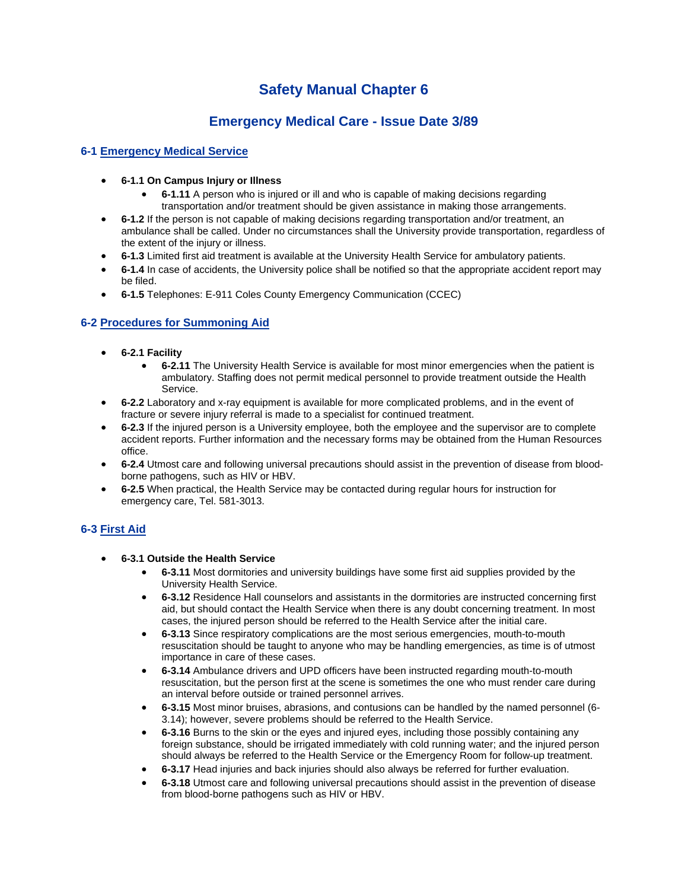# Safety Manual Chapter 6

## Emergency Medical Care - Issue Date 3/89

### 6-1 Emergency Medical Service

- **6-1.1 On Campus Injury or Illness**
  - **6-1.11** A person who is injured or ill and who is capable of making decisions regarding transportation and/or treatment should be given assistance in making those arrangements.
- **6-1.2** If the person is not capable of making decisions regarding transportation and/or treatment, an ambulance shall be called. Under no circumstances shall the University provide transportation, regardless of the extent of the injury or illness.
- **6-1.3** Limited first aid treatment is available at the University Health Service for ambulatory patients.
- **6-1.4** In case of accidents, the University police shall be notified so that the appropriate accident report may be filed.
- **6-1.5** Telephones: E-911 Coles County Emergency Communication (CCEC)

### 6-2 Procedures for Summoning Aid

- **6-2.1 Facility**
  - **6-2.11** The University Health Service is available for most minor emergencies when the patient is ambulatory. Staffing does not permit medical personnel to provide treatment outside the Health Service.
- **6-2.2** Laboratory and x-ray equipment is available for more complicated problems, and in the event of fracture or severe injury referral is made to a specialist for continued treatment.
- **6-2.3** If the injured person is a University employee, both the employee and the supervisor are to complete accident reports. Further information and the necessary forms may be obtained from the Human Resources office.
- **6-2.4** Utmost care and following universal precautions should assist in the prevention of disease from blood-borne pathogens, such as HIV or HBV.
- **6-2.5** When practical, the Health Service may be contacted during regular hours for instruction for emergency care, Tel. 581-3013.

### 6-3 First Aid

- **6-3.1 Outside the Health Service**
  - **6-3.11** Most dormitories and university buildings have some first aid supplies provided by the University Health Service.
  - **6-3.12** Residence Hall counselors and assistants in the dormitories are instructed concerning first aid, but should contact the Health Service when there is any doubt concerning treatment. In most cases, the injured person should be referred to the Health Service after the initial care.
  - **6-3.13** Since respiratory complications are the most serious emergencies, mouth-to-mouth resuscitation should be taught to anyone who may be handling emergencies, as time is of utmost importance in care of these cases.
  - **6-3.14** Ambulance drivers and UPD officers have been instructed regarding mouth-to-mouth resuscitation, but the person first at the scene is sometimes the one who must render care during an interval before outside or trained personnel arrives.
  - **6-3.15** Most minor bruises, abrasions, and contusions can be handled by the named personnel (6-3.14); however, severe problems should be referred to the Health Service.
  - **6-3.16** Burns to the skin or the eyes and injured eyes, including those possibly containing any foreign substance, should be irrigated immediately with cold running water; and the injured person should always be referred to the Health Service or the Emergency Room for follow-up treatment.
  - **6-3.17** Head injuries and back injuries should also always be referred for further evaluation.
  - **6-3.18** Utmost care and following universal precautions should assist in the prevention of disease from blood-borne pathogens such as HIV or HBV.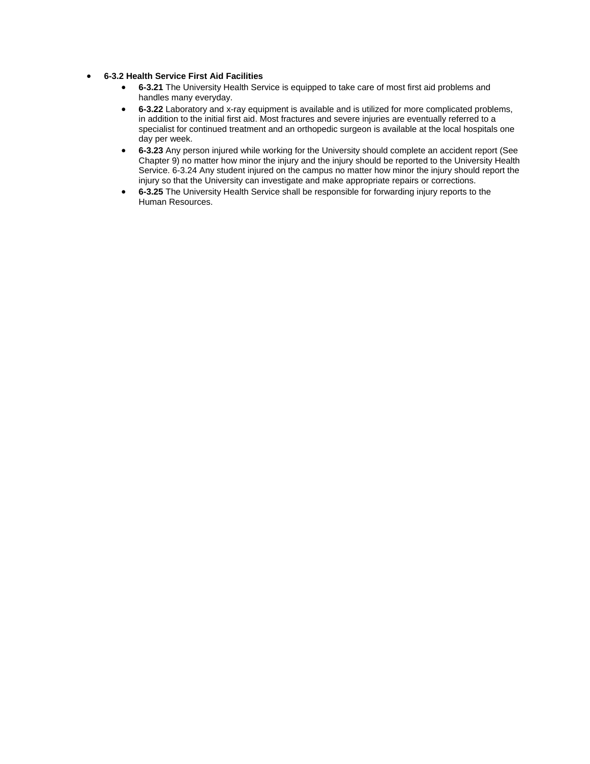- **6-3.2 Health Service First Aid Facilities**
  - **6-3.21** The University Health Service is equipped to take care of most first aid problems and handles many everyday.
  - **6-3.22** Laboratory and x-ray equipment is available and is utilized for more complicated problems, in addition to the initial first aid. Most fractures and severe injuries are eventually referred to a specialist for continued treatment and an orthopedic surgeon is available at the local hospitals one day per week.
  - **6-3.23** Any person injured while working for the University should complete an accident report (See Chapter 9) no matter how minor the injury and the injury should be reported to the University Health Service. 6-3.24 Any student injured on the campus no matter how minor the injury should report the injury so that the University can investigate and make appropriate repairs or corrections.
  - **6-3.25** The University Health Service shall be responsible for forwarding injury reports to the Human Resources.